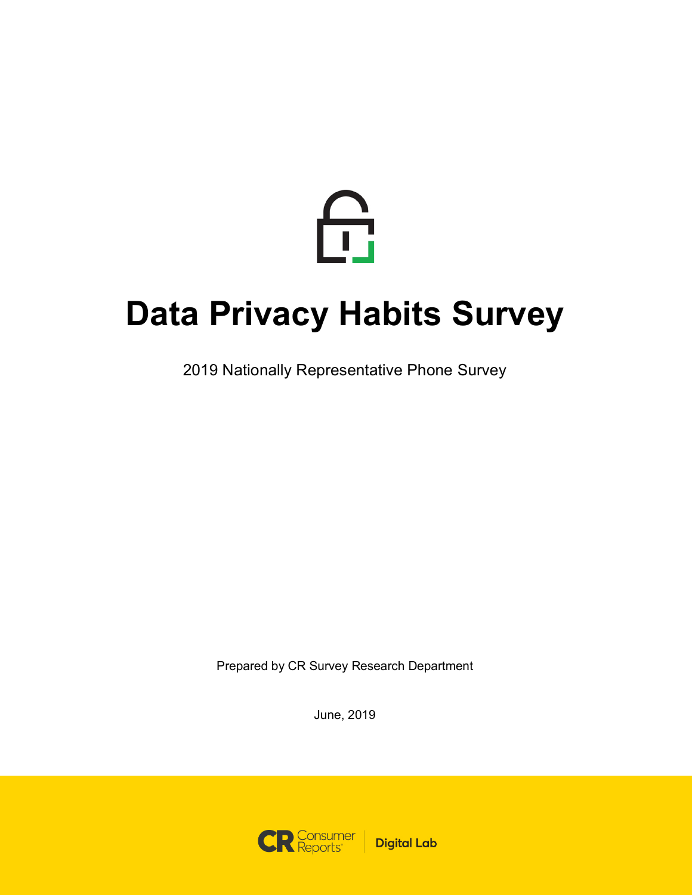# Data Privacy Habits Survey

2019 Nationally Representative Phone Survey

Prepared by CR Survey Research Department

June, 2019

Consumer Reports | Digital Lab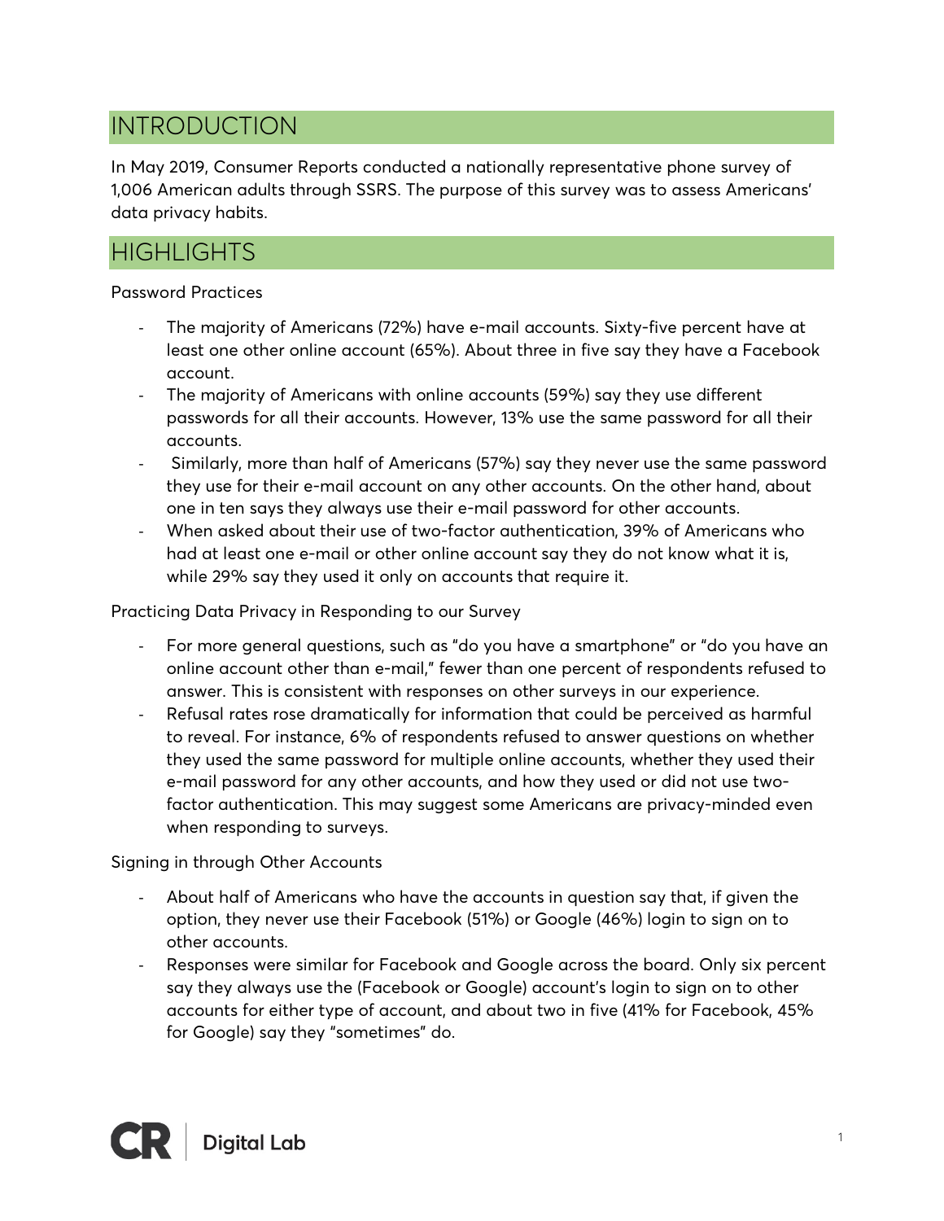## INTRODUCTION

In May 2019, Consumer Reports conducted a nationally representative phone survey of 1,006 American adults through SSRS. The purpose of this survey was to assess Americans' data privacy habits.

## HIGHLIGHTS

Password Practices

- The majority of Americans (72%) have e-mail accounts. Sixty-five percent have at least one other online account (65%). About three in five say they have a Facebook account.
- The majority of Americans with online accounts (59%) say they use different passwords for all their accounts. However, 13% use the same password for all their accounts.
- Similarly, more than half of Americans (57%) say they never use the same password they use for their e-mail account on any other accounts. On the other hand, about one in ten says they always use their e-mail password for other accounts.
- When asked about their use of two-factor authentication, 39% of Americans who had at least one e-mail or other online account say they do not know what it is, while 29% say they used it only on accounts that require it.

Practicing Data Privacy in Responding to our Survey

- For more general questions, such as "do you have a smartphone" or "do you have an online account other than e-mail," fewer than one percent of respondents refused to answer. This is consistent with responses on other surveys in our experience.
- Refusal rates rose dramatically for information that could be perceived as harmful to reveal. For instance, 6% of respondents refused to answer questions on whether they used the same password for multiple online accounts, whether they used their e-mail password for any other accounts, and how they used or did not use two-factor authentication. This may suggest some Americans are privacy-minded even when responding to surveys.

Signing in through Other Accounts

- About half of Americans who have the accounts in question say that, if given the option, they never use their Facebook (51%) or Google (46%) login to sign on to other accounts.
- Responses were similar for Facebook and Google across the board. Only six percent say they always use the (Facebook or Google) account's login to sign on to other accounts for either type of account, and about two in five (41% for Facebook, 45% for Google) say they "sometimes" do.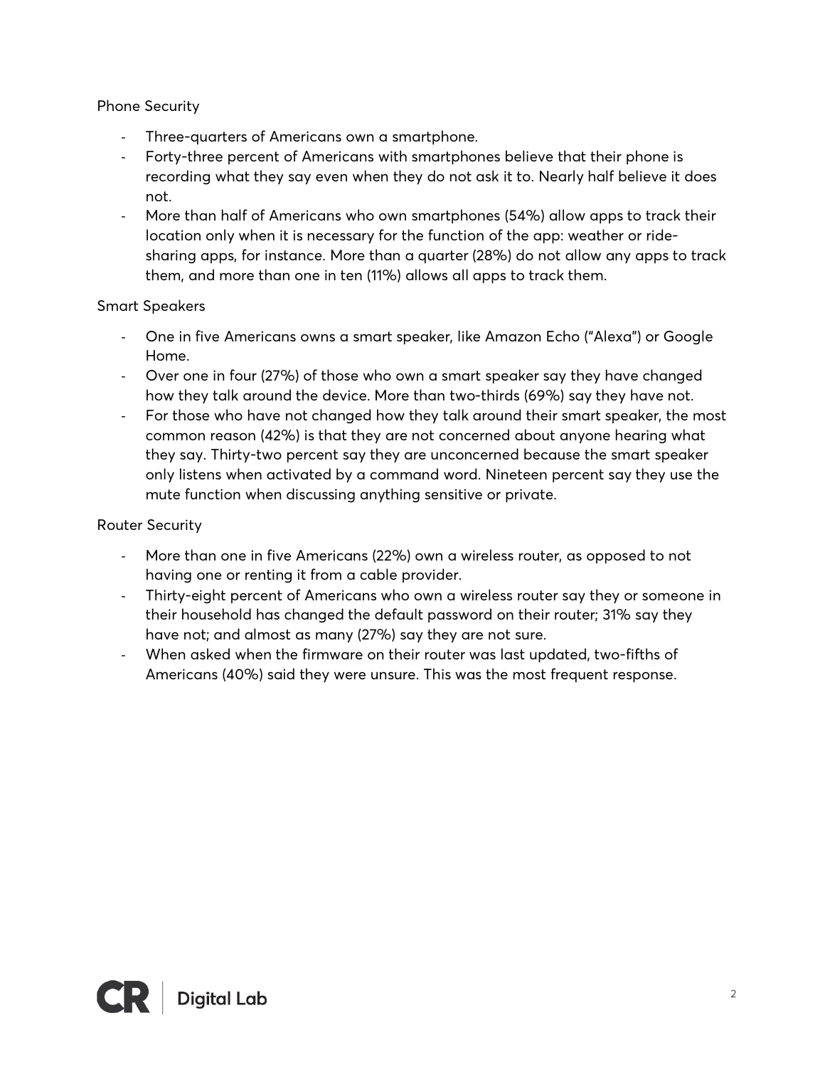### Phone Security

- Three-quarters of Americans own a smartphone.
- Forty-three percent of Americans with smartphones believe that their phone is recording what they say even when they do not ask it to. Nearly half believe it does not.
- More than half of Americans who own smartphones (54%) allow apps to track their location only when it is necessary for the function of the app: weather or ride-sharing apps, for instance. More than a quarter (28%) do not allow any apps to track them, and more than one in ten (11%) allows all apps to track them.

### Smart Speakers

- One in five Americans owns a smart speaker, like Amazon Echo ("Alexa") or Google Home.
- Over one in four (27%) of those who own a smart speaker say they have changed how they talk around the device. More than two-thirds (69%) say they have not.
- For those who have not changed how they talk around their smart speaker, the most common reason (42%) is that they are not concerned about anyone hearing what they say. Thirty-two percent say they are unconcerned because the smart speaker only listens when activated by a command word. Nineteen percent say they use the mute function when discussing anything sensitive or private.

### Router Security

- More than one in five Americans (22%) own a wireless router, as opposed to not having one or renting it from a cable provider.
- Thirty-eight percent of Americans who own a wireless router say they or someone in their household has changed the default password on their router; 31% say they have not; and almost as many (27%) say they are not sure.
- When asked when the firmware on their router was last updated, two-fifths of Americans (40%) said they were unsure. This was the most frequent response.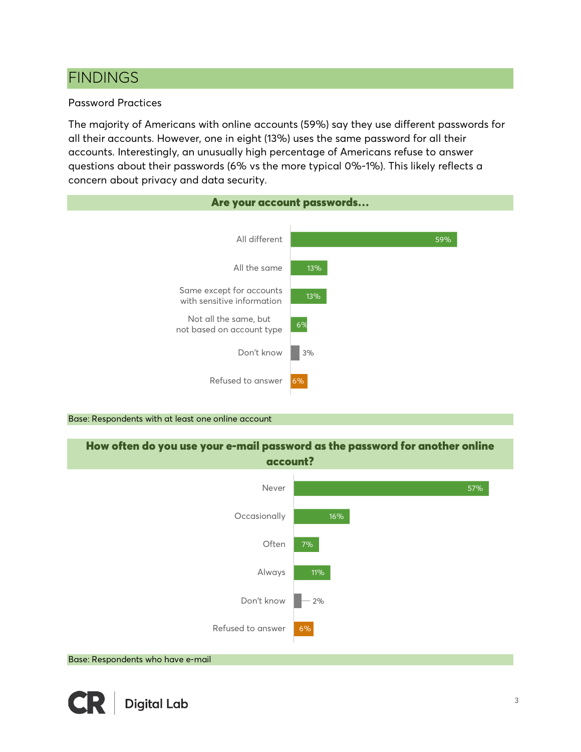# FINDINGS

Password Practices

The majority of Americans with online accounts (59%) say they use different passwords for all their accounts. However, one in eight (13%) uses the same password for all their accounts. Interestingly, an unusually high percentage of Americans refuse to answer questions about their passwords (6% vs the more typical 0%-1%). This likely reflects a concern about privacy and data security.

**Are your account passwords…**

| Response | Percentage |
|---|---|
| All different | 59% |
| All the same | 13% |
| Same except for accounts with sensitive information | 13% |
| Not all the same, but not based on account type | 6% |
| Don't know | 3% |
| Refused to answer | 6% |

Base: Respondents with at least one online account

**How often do you use your e-mail password as the password for another online account?**

| Response | Percentage |
|---|---|
| Never | 57% |
| Occasionally | 16% |
| Often | 7% |
| Always | 11% |
| Don't know | 2% |
| Refused to answer | 6% |

Base: Respondents who have e-mail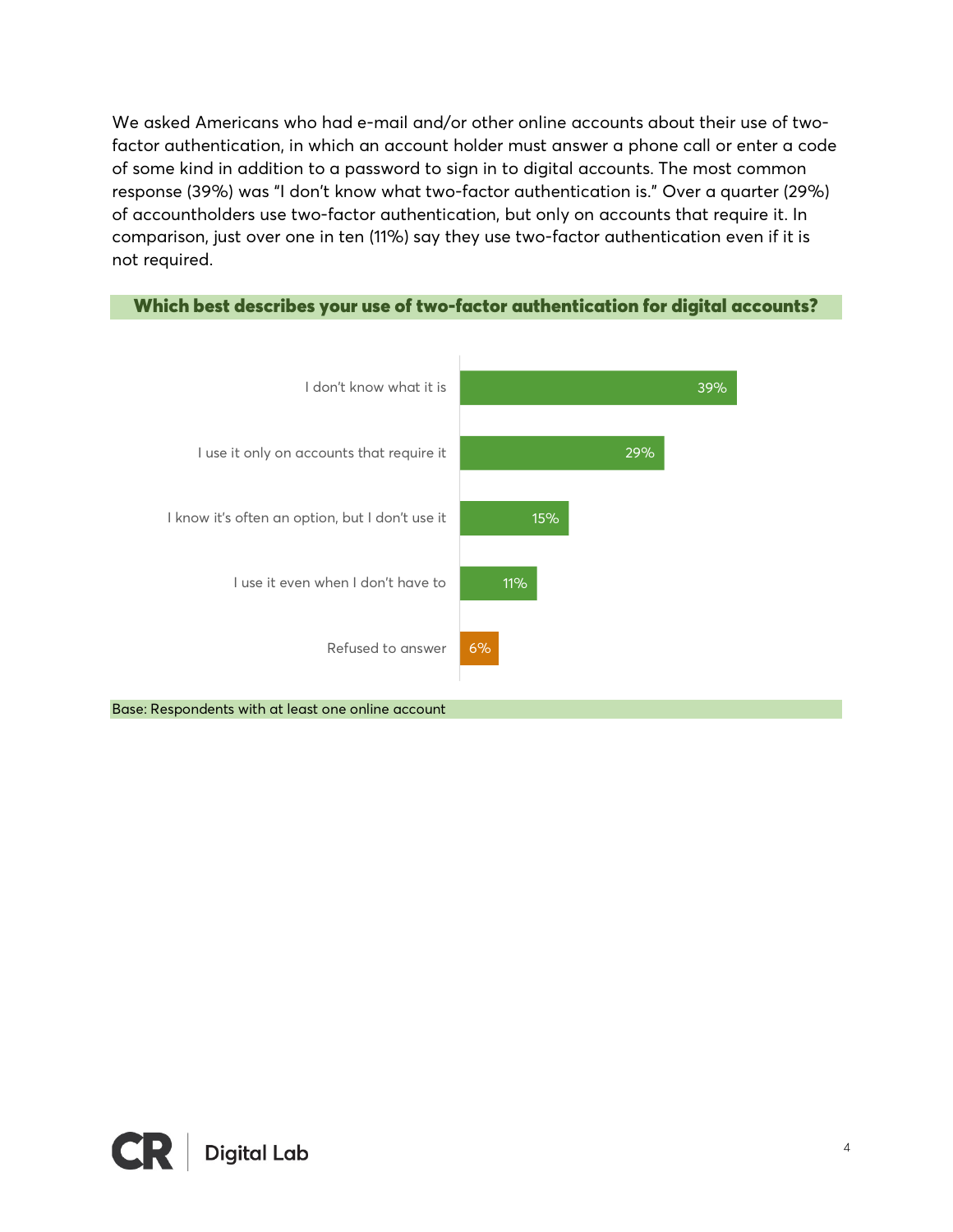We asked Americans who had e-mail and/or other online accounts about their use of two-factor authentication, in which an account holder must answer a phone call or enter a code of some kind in addition to a password to sign in to digital accounts. The most common response (39%) was "I don't know what two-factor authentication is." Over a quarter (29%) of accountholders use two-factor authentication, but only on accounts that require it. In comparison, just over one in ten (11%) say they use two-factor authentication even if it is not required.

**Which best describes your use of two-factor authentication for digital accounts?**

| Response | % |
|---|---|
| I don't know what it is | 39% |
| I use it only on accounts that require it | 29% |
| I know it's often an option, but I don't use it | 15% |
| I use it even when I don't have to | 11% |
| Refused to answer | 6% |

Base: Respondents with at least one online account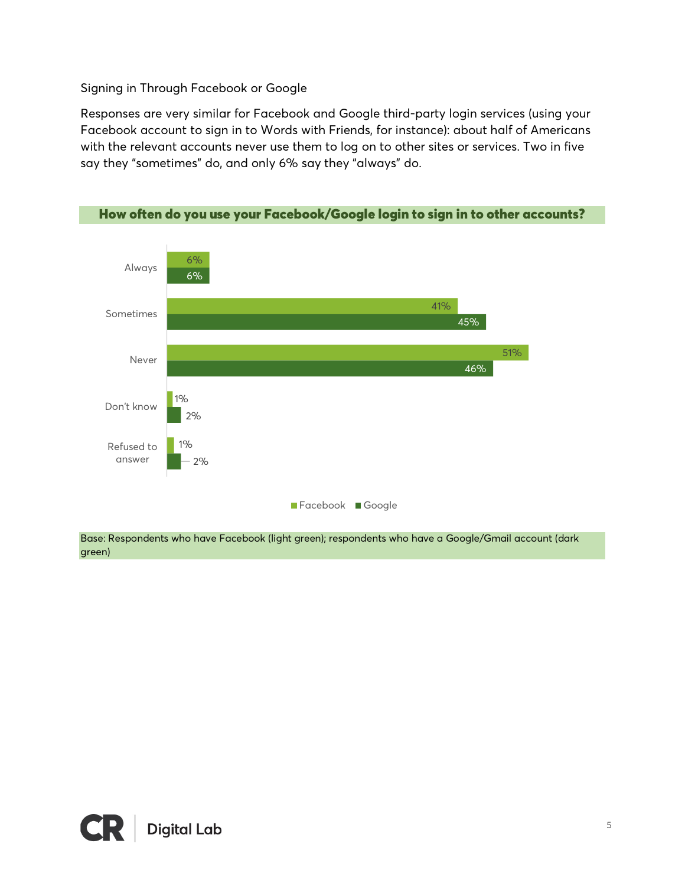### Signing in Through Facebook or Google

Responses are very similar for Facebook and Google third-party login services (using your Facebook account to sign in to Words with Friends, for instance): about half of Americans with the relevant accounts never use them to log on to other sites or services. Two in five say they "sometimes" do, and only 6% say they "always" do.

**How often do you use your Facebook/Google login to sign in to other accounts?**

| | Facebook | Google |
|---|---|---|
| Always | 6% | 6% |
| Sometimes | 41% | 45% |
| Never | 51% | 46% |
| Don't know | 1% | 2% |
| Refused to answer | 1% | 2% |

Base: Respondents who have Facebook (light green); respondents who have a Google/Gmail account (dark green)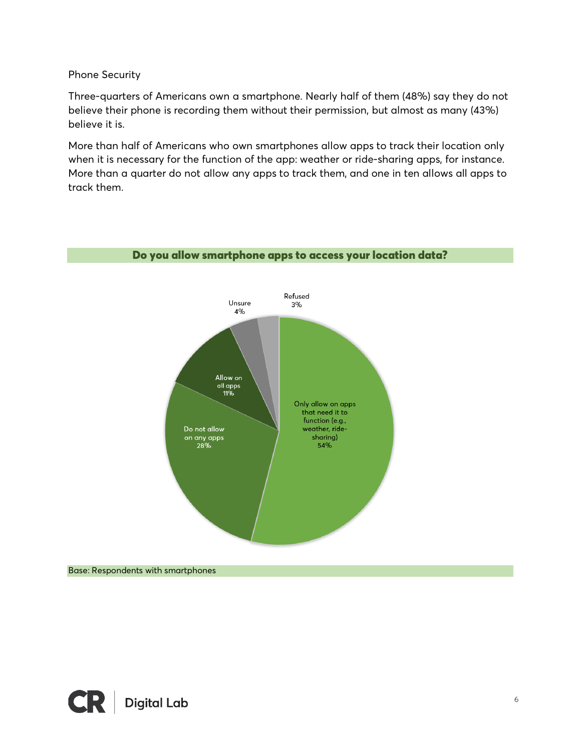## Phone Security

Three-quarters of Americans own a smartphone. Nearly half of them (48%) say they do not believe their phone is recording them without their permission, but almost as many (43%) believe it is.

More than half of Americans who own smartphones allow apps to track their location only when it is necessary for the function of the app: weather or ride-sharing apps, for instance. More than a quarter do not allow any apps to track them, and one in ten allows all apps to track them.

**Do you allow smartphone apps to access your location data?**

| Response | Percent |
|---|---|
| Only allow on apps that need it to function (e.g., weather, ride-sharing) | 54% |
| Do not allow on any apps | 28% |
| Allow on all apps | 11% |
| Unsure | 4% |
| Refused | 3% |

Base: Respondents with smartphones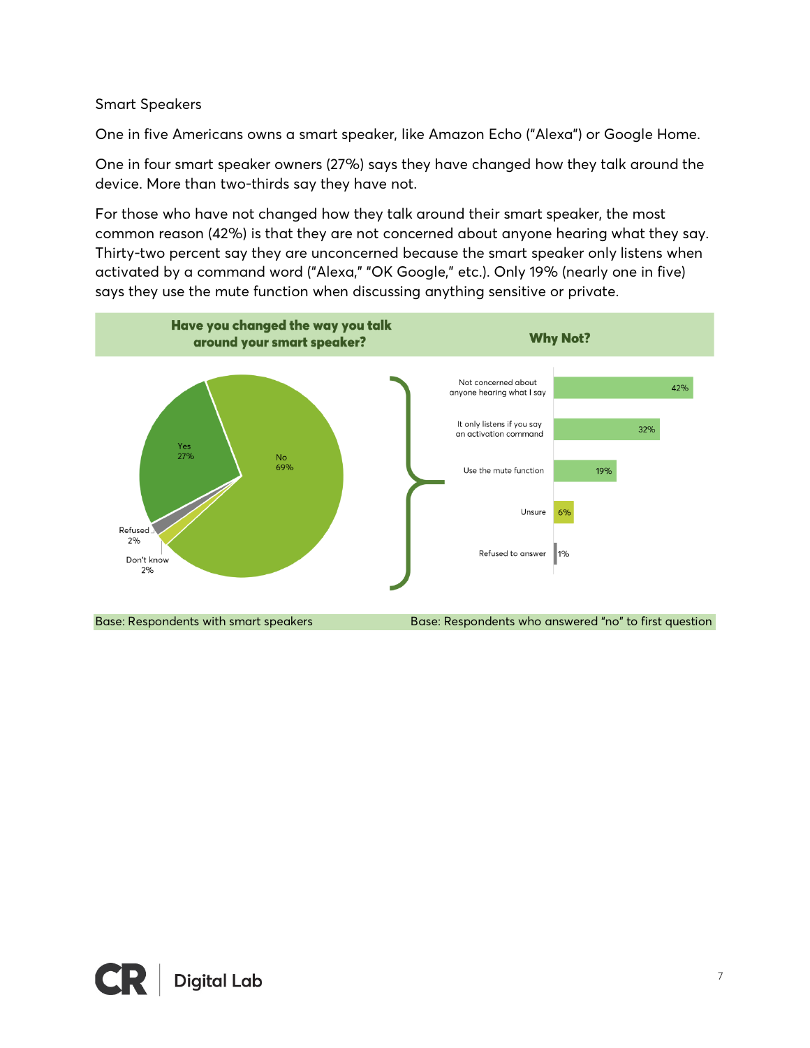## Smart Speakers

One in five Americans owns a smart speaker, like Amazon Echo ("Alexa") or Google Home.

One in four smart speaker owners (27%) says they have changed how they talk around the device. More than two-thirds say they have not.

For those who have not changed how they talk around their smart speaker, the most common reason (42%) is that they are not concerned about anyone hearing what they say. Thirty-two percent say they are unconcerned because the smart speaker only listens when activated by a command word ("Alexa," "OK Google," etc.). Only 19% (nearly one in five) says they use the mute function when discussing anything sensitive or private.

**Have you changed the way you talk around your smart speaker?**

| Response | Percent |
|---|---|
| Yes | 27% |
| No | 69% |
| Refused | 2% |
| Don't know | 2% |

Base: Respondents with smart speakers

**Why Not?**

| Reason | Percent |
|---|---|
| Not concerned about anyone hearing what I say | 42% |
| It only listens if you say an activation command | 32% |
| Use the mute function | 19% |
| Unsure | 6% |
| Refused to answer | 1% |

Base: Respondents who answered "no" to first question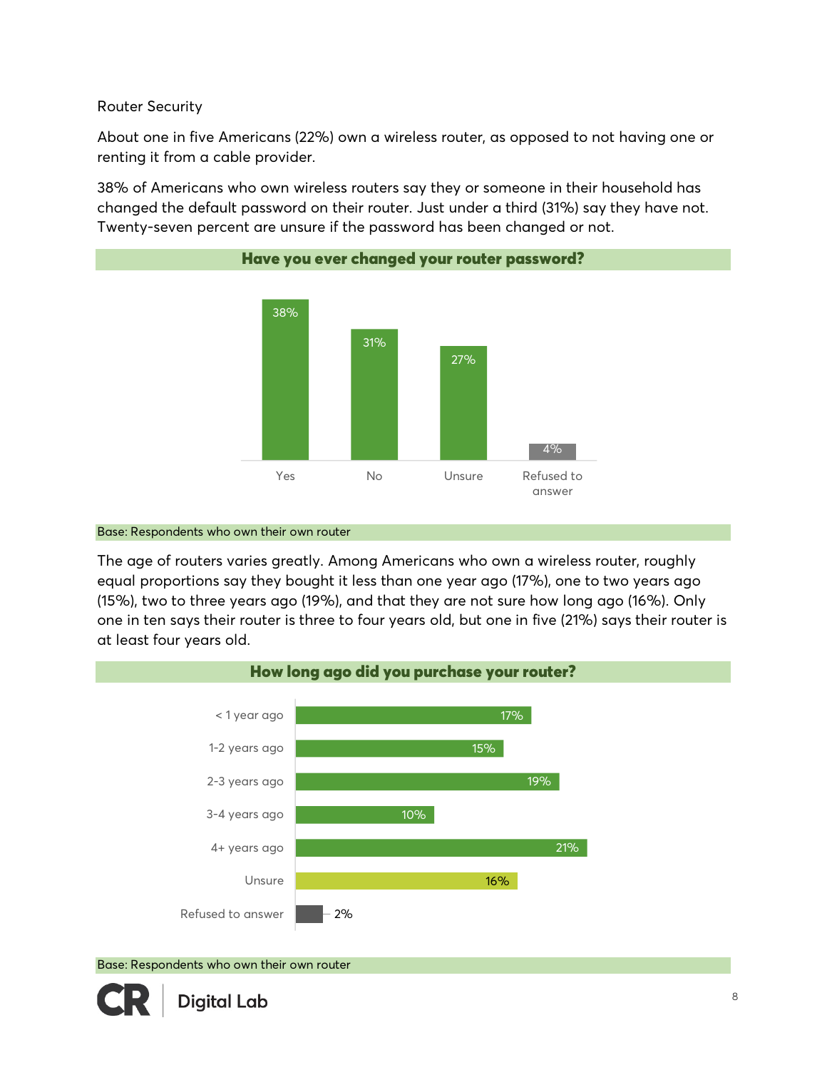## Router Security

About one in five Americans (22%) own a wireless router, as opposed to not having one or renting it from a cable provider.

38% of Americans who own wireless routers say they or someone in their household has changed the default password on their router. Just under a third (31%) say they have not. Twenty-seven percent are unsure if the password has been changed or not.

**Have you ever changed your router password?**

| Response | Percent |
|---|---|
| Yes | 38% |
| No | 31% |
| Unsure | 27% |
| Refused to answer | 4% |

Base: Respondents who own their own router

The age of routers varies greatly. Among Americans who own a wireless router, roughly equal proportions say they bought it less than one year ago (17%), one to two years ago (15%), two to three years ago (19%), and that they are not sure how long ago (16%). Only one in ten says their router is three to four years old, but one in five (21%) says their router is at least four years old.

**How long ago did you purchase your router?**

| Response | Percent |
|---|---|
| < 1 year ago | 17% |
| 1-2 years ago | 15% |
| 2-3 years ago | 19% |
| 3-4 years ago | 10% |
| 4+ years ago | 21% |
| Unsure | 16% |
| Refused to answer | 2% |

Base: Respondents who own their own router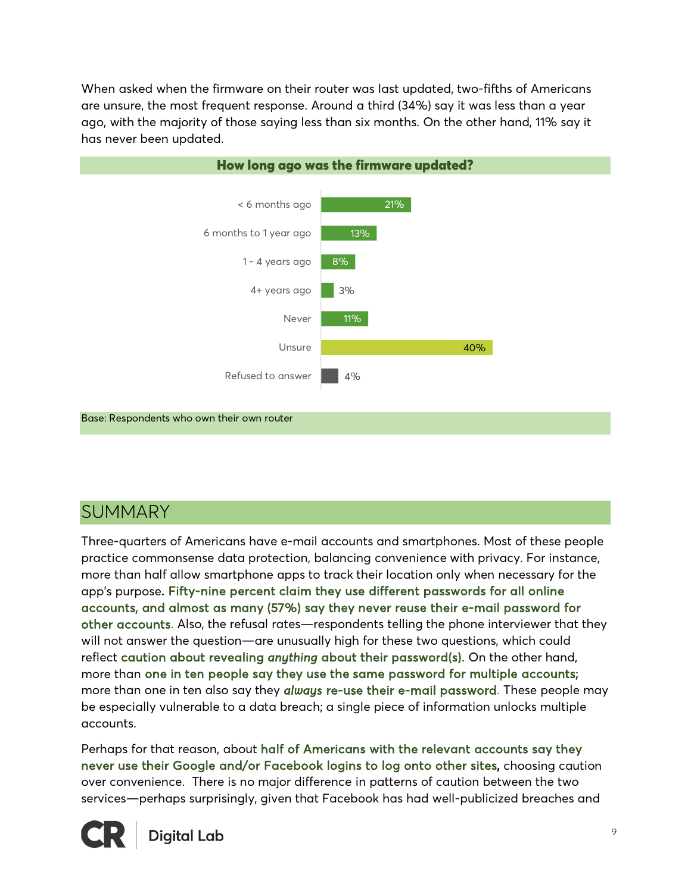When asked when the firmware on their router was last updated, two-fifths of Americans are unsure, the most frequent response. Around a third (34%) say it was less than a year ago, with the majority of those saying less than six months. On the other hand, 11% say it has never been updated.

**How long ago was the firmware updated?**

| Response | Percentage |
| --- | --- |
| < 6 months ago | 21% |
| 6 months to 1 year ago | 13% |
| 1 - 4 years ago | 8% |
| 4+ years ago | 3% |
| Never | 11% |
| Unsure | 40% |
| Refused to answer | 4% |

Base: Respondents who own their own router

## SUMMARY

Three-quarters of Americans have e-mail accounts and smartphones. Most of these people practice commonsense data protection, balancing convenience with privacy. For instance, more than half allow smartphone apps to track their location only when necessary for the app's purpose. **Fifty-nine percent claim they use different passwords for all online accounts, and almost as many (57%) say they never reuse their e-mail password for other accounts.** Also, the refusal rates—respondents telling the phone interviewer that they will not answer the question—are unusually high for these two questions, which could reflect **caution about revealing *anything* about their password(s).** On the other hand, more than **one in ten people say they use the same password for multiple accounts;** more than one in ten also say they ***always* re-use their e-mail password**. These people may be especially vulnerable to a data breach; a single piece of information unlocks multiple accounts.

Perhaps for that reason, about **half of Americans with the relevant accounts say they never use their Google and/or Facebook logins to log onto other sites,** choosing caution over convenience. There is no major difference in patterns of caution between the two services—perhaps surprisingly, given that Facebook has had well-publicized breaches and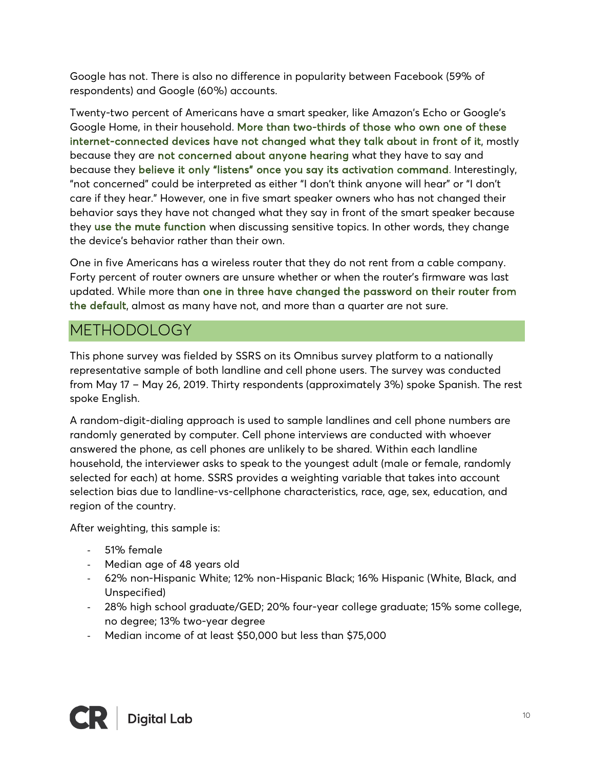Google has not. There is also no difference in popularity between Facebook (59% of respondents) and Google (60%) accounts.

Twenty-two percent of Americans have a smart speaker, like Amazon's Echo or Google's Google Home, in their household. **More than two-thirds of those who own one of these internet-connected devices have not changed what they talk about in front of it**, mostly because they are **not concerned about anyone hearing** what they have to say and because they **believe it only "listens" once you say its activation command**. Interestingly, "not concerned" could be interpreted as either "I don't think anyone will hear" or "I don't care if they hear." However, one in five smart speaker owners who has not changed their behavior says they have not changed what they say in front of the smart speaker because they **use the mute function** when discussing sensitive topics. In other words, they change the device's behavior rather than their own.

One in five Americans has a wireless router that they do not rent from a cable company. Forty percent of router owners are unsure whether or when the router's firmware was last updated. While more than **one in three have changed the password on their router from the default**, almost as many have not, and more than a quarter are not sure.

## METHODOLOGY

This phone survey was fielded by SSRS on its Omnibus survey platform to a nationally representative sample of both landline and cell phone users. The survey was conducted from May 17 – May 26, 2019. Thirty respondents (approximately 3%) spoke Spanish. The rest spoke English.

A random-digit-dialing approach is used to sample landlines and cell phone numbers are randomly generated by computer. Cell phone interviews are conducted with whoever answered the phone, as cell phones are unlikely to be shared. Within each landline household, the interviewer asks to speak to the youngest adult (male or female, randomly selected for each) at home. SSRS provides a weighting variable that takes into account selection bias due to landline-vs-cellphone characteristics, race, age, sex, education, and region of the country.

After weighting, this sample is:

- 51% female
- Median age of 48 years old
- 62% non-Hispanic White; 12% non-Hispanic Black; 16% Hispanic (White, Black, and Unspecified)
- 28% high school graduate/GED; 20% four-year college graduate; 15% some college, no degree; 13% two-year degree
- Median income of at least $50,000 but less than $75,000